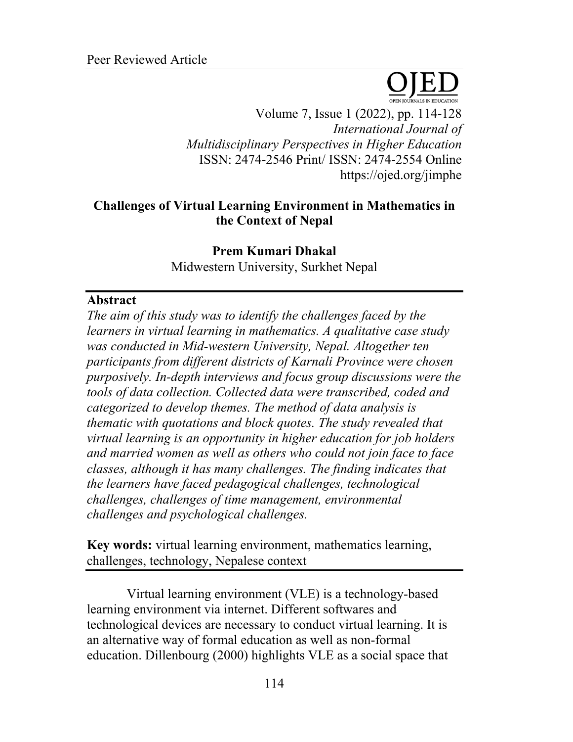Peer Reviewed Article

# Challenges of Virtual Learning Environment in Mathematics in the Context of Nepal

**Prem Kumari Dhakal**
Midwestern University, Surkhet Nepal

## Abstract

*The aim of this study was to identify the challenges faced by the learners in virtual learning in mathematics. A qualitative case study was conducted in Mid-western University, Nepal. Altogether ten participants from different districts of Karnali Province were chosen purposively. In-depth interviews and focus group discussions were the tools of data collection. Collected data were transcribed, coded and categorized to develop themes. The method of data analysis is thematic with quotations and block quotes. The study revealed that virtual learning is an opportunity in higher education for job holders and married women as well as others who could not join face to face classes, although it has many challenges. The finding indicates that the learners have faced pedagogical challenges, technological challenges, challenges of time management, environmental challenges and psychological challenges.*

**Key words:** virtual learning environment, mathematics learning, challenges, technology, Nepalese context

Virtual learning environment (VLE) is a technology-based learning environment via internet. Different softwares and technological devices are necessary to conduct virtual learning. It is an alternative way of formal education as well as non-formal education. Dillenbourg (2000) highlights VLE as a social space that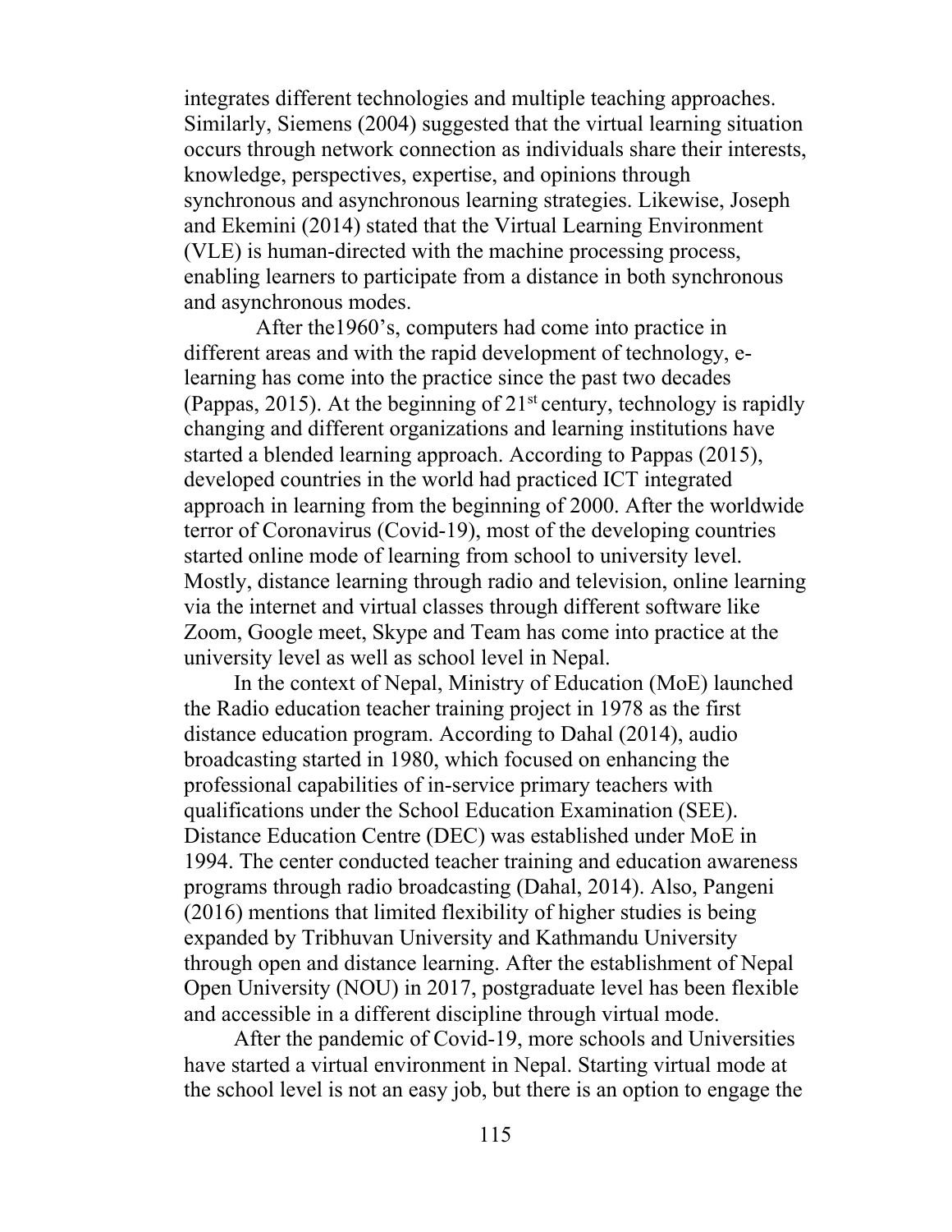integrates different technologies and multiple teaching approaches. Similarly, Siemens (2004) suggested that the virtual learning situation occurs through network connection as individuals share their interests, knowledge, perspectives, expertise, and opinions through synchronous and asynchronous learning strategies. Likewise, Joseph and Ekemini (2014) stated that the Virtual Learning Environment (VLE) is human-directed with the machine processing process, enabling learners to participate from a distance in both synchronous and asynchronous modes.

After the1960's, computers had come into practice in different areas and with the rapid development of technology, e-learning has come into the practice since the past two decades (Pappas, 2015). At the beginning of 21st century, technology is rapidly changing and different organizations and learning institutions have started a blended learning approach. According to Pappas (2015), developed countries in the world had practiced ICT integrated approach in learning from the beginning of 2000. After the worldwide terror of Coronavirus (Covid-19), most of the developing countries started online mode of learning from school to university level. Mostly, distance learning through radio and television, online learning via the internet and virtual classes through different software like Zoom, Google meet, Skype and Team has come into practice at the university level as well as school level in Nepal.

In the context of Nepal, Ministry of Education (MoE) launched the Radio education teacher training project in 1978 as the first distance education program. According to Dahal (2014), audio broadcasting started in 1980, which focused on enhancing the professional capabilities of in-service primary teachers with qualifications under the School Education Examination (SEE). Distance Education Centre (DEC) was established under MoE in 1994. The center conducted teacher training and education awareness programs through radio broadcasting (Dahal, 2014). Also, Pangeni (2016) mentions that limited flexibility of higher studies is being expanded by Tribhuvan University and Kathmandu University through open and distance learning. After the establishment of Nepal Open University (NOU) in 2017, postgraduate level has been flexible and accessible in a different discipline through virtual mode.

After the pandemic of Covid-19, more schools and Universities have started a virtual environment in Nepal. Starting virtual mode at the school level is not an easy job, but there is an option to engage the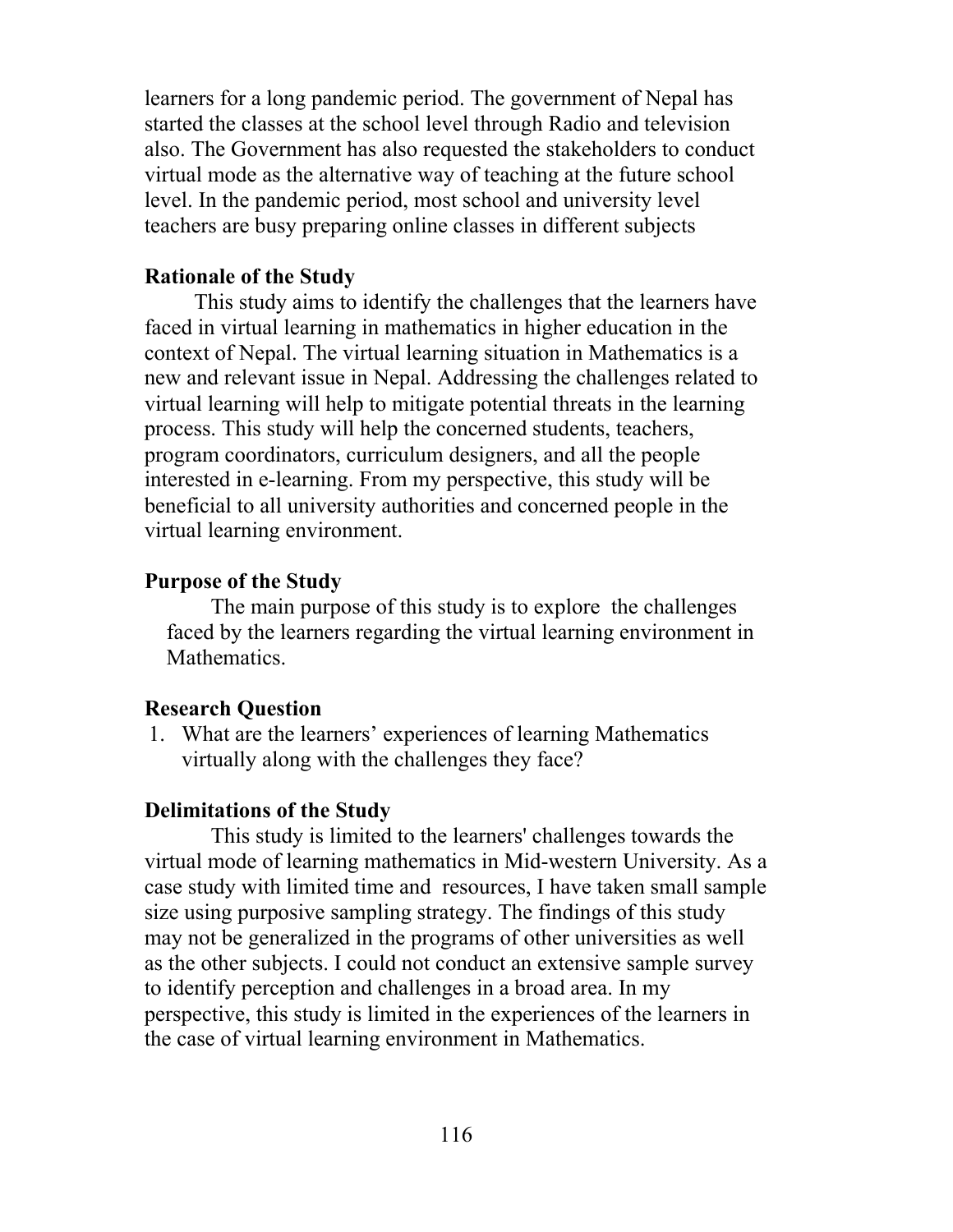learners for a long pandemic period. The government of Nepal has started the classes at the school level through Radio and television also. The Government has also requested the stakeholders to conduct virtual mode as the alternative way of teaching at the future school level. In the pandemic period, most school and university level teachers are busy preparing online classes in different subjects

## Rationale of the Study

This study aims to identify the challenges that the learners have faced in virtual learning in mathematics in higher education in the context of Nepal. The virtual learning situation in Mathematics is a new and relevant issue in Nepal. Addressing the challenges related to virtual learning will help to mitigate potential threats in the learning process. This study will help the concerned students, teachers, program coordinators, curriculum designers, and all the people interested in e-learning. From my perspective, this study will be beneficial to all university authorities and concerned people in the virtual learning environment.

## Purpose of the Study

The main purpose of this study is to explore the challenges faced by the learners regarding the virtual learning environment in Mathematics.

## Research Question

1. What are the learners' experiences of learning Mathematics virtually along with the challenges they face?

## Delimitations of the Study

This study is limited to the learners' challenges towards the virtual mode of learning mathematics in Mid-western University. As a case study with limited time and resources, I have taken small sample size using purposive sampling strategy. The findings of this study may not be generalized in the programs of other universities as well as the other subjects. I could not conduct an extensive sample survey to identify perception and challenges in a broad area. In my perspective, this study is limited in the experiences of the learners in the case of virtual learning environment in Mathematics.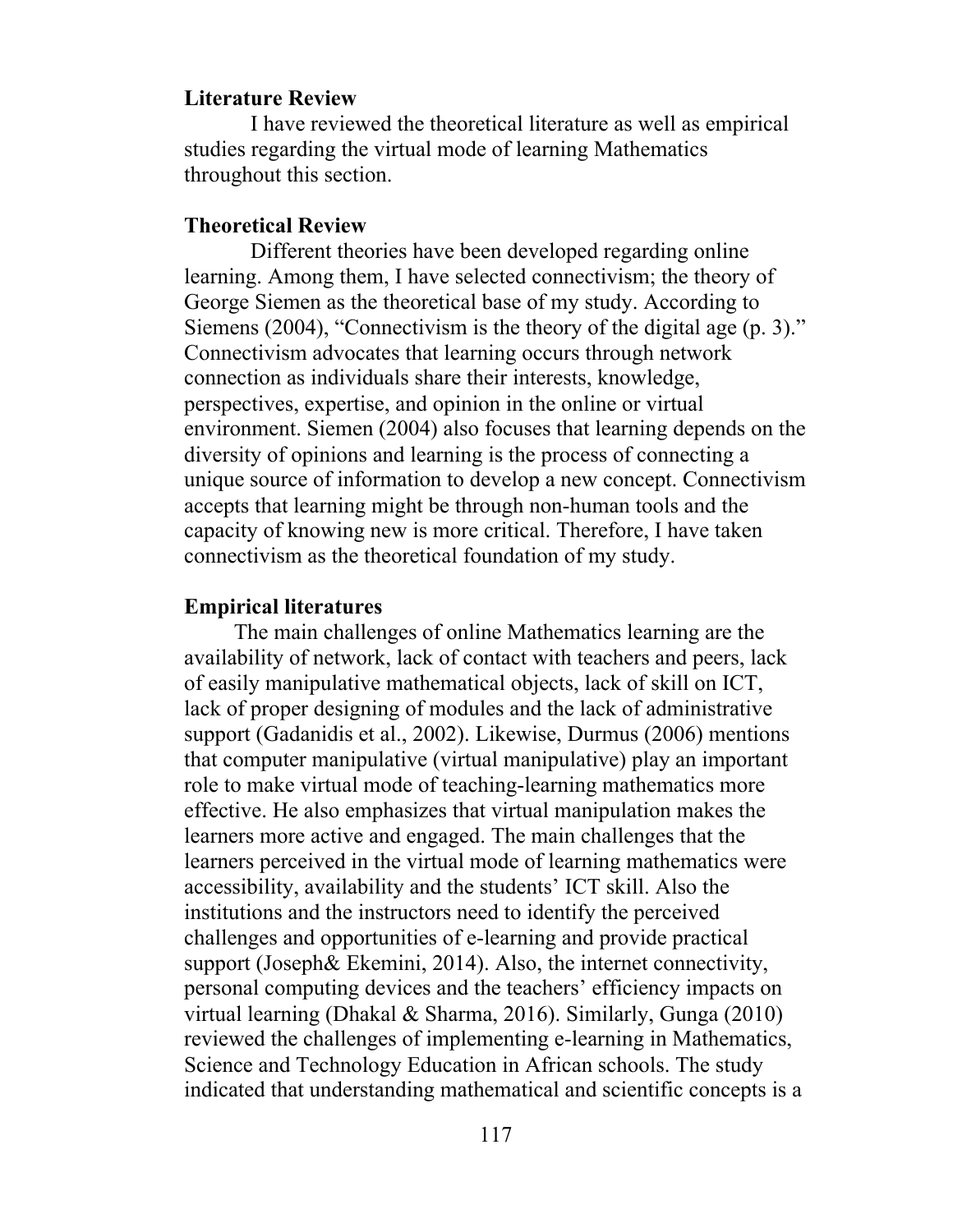**Literature Review**

I have reviewed the theoretical literature as well as empirical studies regarding the virtual mode of learning Mathematics throughout this section.

**Theoretical Review**

Different theories have been developed regarding online learning. Among them, I have selected connectivism; the theory of George Siemen as the theoretical base of my study. According to Siemens (2004), "Connectivism is the theory of the digital age (p. 3)." Connectivism advocates that learning occurs through network connection as individuals share their interests, knowledge, perspectives, expertise, and opinion in the online or virtual environment. Siemen (2004) also focuses that learning depends on the diversity of opinions and learning is the process of connecting a unique source of information to develop a new concept. Connectivism accepts that learning might be through non-human tools and the capacity of knowing new is more critical. Therefore, I have taken connectivism as the theoretical foundation of my study.

**Empirical literatures**

The main challenges of online Mathematics learning are the availability of network, lack of contact with teachers and peers, lack of easily manipulative mathematical objects, lack of skill on ICT, lack of proper designing of modules and the lack of administrative support (Gadanidis et al., 2002). Likewise, Durmus (2006) mentions that computer manipulative (virtual manipulative) play an important role to make virtual mode of teaching-learning mathematics more effective. He also emphasizes that virtual manipulation makes the learners more active and engaged. The main challenges that the learners perceived in the virtual mode of learning mathematics were accessibility, availability and the students' ICT skill. Also the institutions and the instructors need to identify the perceived challenges and opportunities of e-learning and provide practical support (Joseph& Ekemini, 2014). Also, the internet connectivity, personal computing devices and the teachers' efficiency impacts on virtual learning (Dhakal & Sharma, 2016). Similarly, Gunga (2010) reviewed the challenges of implementing e-learning in Mathematics, Science and Technology Education in African schools. The study indicated that understanding mathematical and scientific concepts is a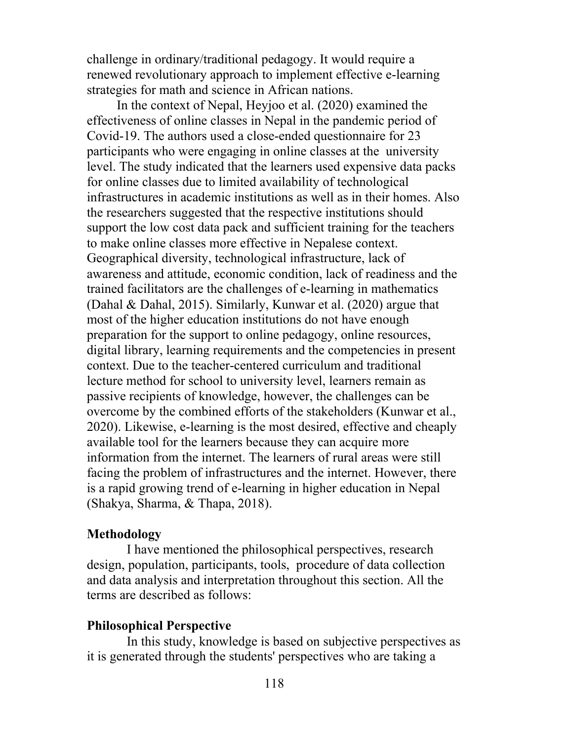challenge in ordinary/traditional pedagogy. It would require a renewed revolutionary approach to implement effective e-learning strategies for math and science in African nations.

In the context of Nepal, Heyjoo et al. (2020) examined the effectiveness of online classes in Nepal in the pandemic period of Covid-19. The authors used a close-ended questionnaire for 23 participants who were engaging in online classes at the university level. The study indicated that the learners used expensive data packs for online classes due to limited availability of technological infrastructures in academic institutions as well as in their homes. Also the researchers suggested that the respective institutions should support the low cost data pack and sufficient training for the teachers to make online classes more effective in Nepalese context. Geographical diversity, technological infrastructure, lack of awareness and attitude, economic condition, lack of readiness and the trained facilitators are the challenges of e-learning in mathematics (Dahal & Dahal, 2015). Similarly, Kunwar et al. (2020) argue that most of the higher education institutions do not have enough preparation for the support to online pedagogy, online resources, digital library, learning requirements and the competencies in present context. Due to the teacher-centered curriculum and traditional lecture method for school to university level, learners remain as passive recipients of knowledge, however, the challenges can be overcome by the combined efforts of the stakeholders (Kunwar et al., 2020). Likewise, e-learning is the most desired, effective and cheaply available tool for the learners because they can acquire more information from the internet. The learners of rural areas were still facing the problem of infrastructures and the internet. However, there is a rapid growing trend of e-learning in higher education in Nepal (Shakya, Sharma, & Thapa, 2018).

## Methodology

I have mentioned the philosophical perspectives, research design, population, participants, tools, procedure of data collection and data analysis and interpretation throughout this section. All the terms are described as follows:

### Philosophical Perspective

In this study, knowledge is based on subjective perspectives as it is generated through the students' perspectives who are taking a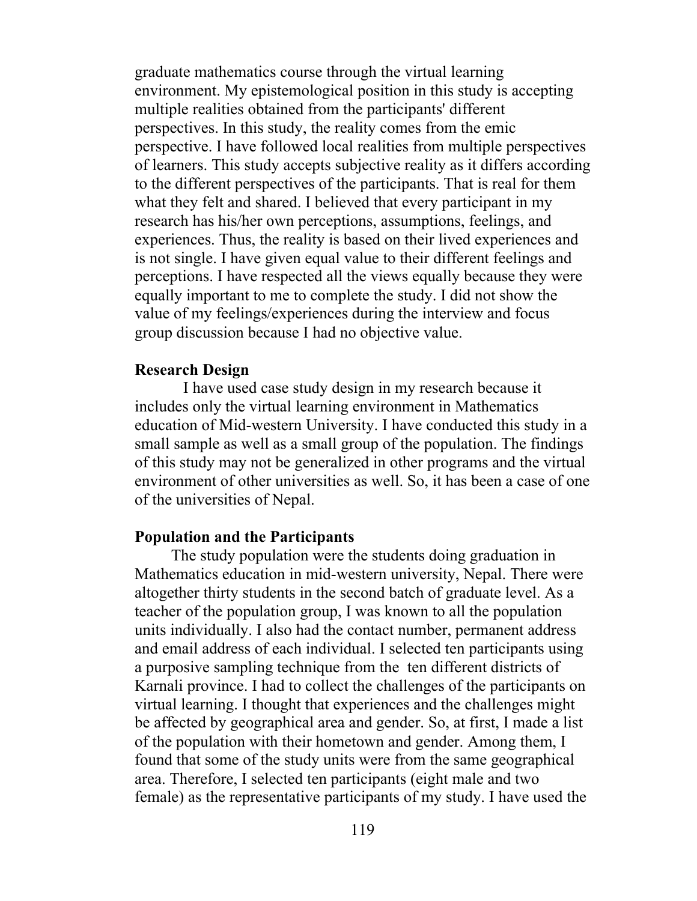graduate mathematics course through the virtual learning environment. My epistemological position in this study is accepting multiple realities obtained from the participants' different perspectives. In this study, the reality comes from the emic perspective. I have followed local realities from multiple perspectives of learners. This study accepts subjective reality as it differs according to the different perspectives of the participants. That is real for them what they felt and shared. I believed that every participant in my research has his/her own perceptions, assumptions, feelings, and experiences. Thus, the reality is based on their lived experiences and is not single. I have given equal value to their different feelings and perceptions. I have respected all the views equally because they were equally important to me to complete the study. I did not show the value of my feelings/experiences during the interview and focus group discussion because I had no objective value.

**Research Design**

I have used case study design in my research because it includes only the virtual learning environment in Mathematics education of Mid-western University. I have conducted this study in a small sample as well as a small group of the population. The findings of this study may not be generalized in other programs and the virtual environment of other universities as well. So, it has been a case of one of the universities of Nepal.

**Population and the Participants**

The study population were the students doing graduation in Mathematics education in mid-western university, Nepal. There were altogether thirty students in the second batch of graduate level. As a teacher of the population group, I was known to all the population units individually. I also had the contact number, permanent address and email address of each individual. I selected ten participants using a purposive sampling technique from the ten different districts of Karnali province. I had to collect the challenges of the participants on virtual learning. I thought that experiences and the challenges might be affected by geographical area and gender. So, at first, I made a list of the population with their hometown and gender. Among them, I found that some of the study units were from the same geographical area. Therefore, I selected ten participants (eight male and two female) as the representative participants of my study. I have used the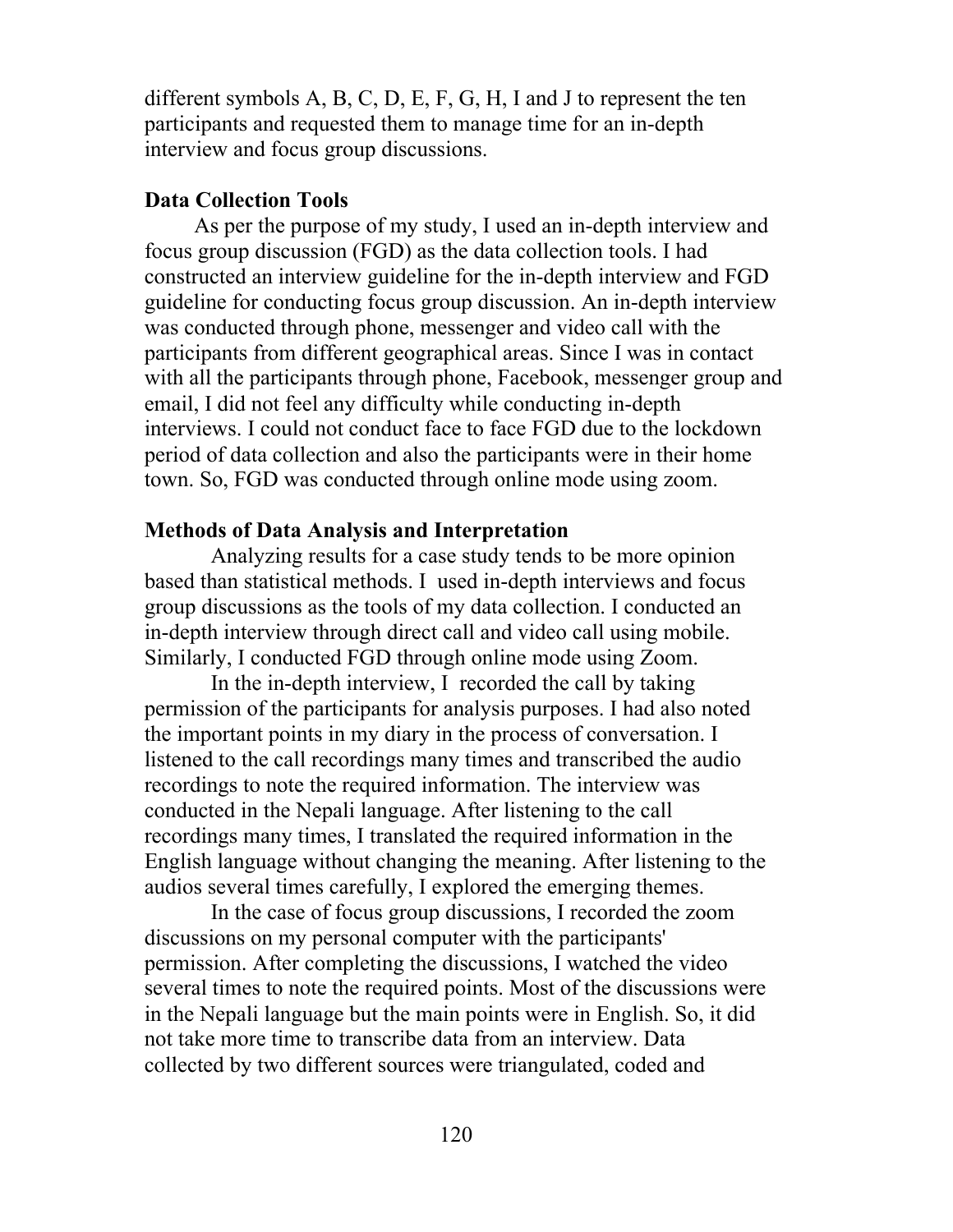different symbols A, B, C, D, E, F, G, H, I and J to represent the ten participants and requested them to manage time for an in-depth interview and focus group discussions.

### Data Collection Tools

As per the purpose of my study, I used an in-depth interview and focus group discussion (FGD) as the data collection tools. I had constructed an interview guideline for the in-depth interview and FGD guideline for conducting focus group discussion. An in-depth interview was conducted through phone, messenger and video call with the participants from different geographical areas. Since I was in contact with all the participants through phone, Facebook, messenger group and email, I did not feel any difficulty while conducting in-depth interviews. I could not conduct face to face FGD due to the lockdown period of data collection and also the participants were in their home town. So, FGD was conducted through online mode using zoom.

### Methods of Data Analysis and Interpretation

Analyzing results for a case study tends to be more opinion based than statistical methods. I used in-depth interviews and focus group discussions as the tools of my data collection. I conducted an in-depth interview through direct call and video call using mobile. Similarly, I conducted FGD through online mode using Zoom.

In the in-depth interview, I recorded the call by taking permission of the participants for analysis purposes. I had also noted the important points in my diary in the process of conversation. I listened to the call recordings many times and transcribed the audio recordings to note the required information. The interview was conducted in the Nepali language. After listening to the call recordings many times, I translated the required information in the English language without changing the meaning. After listening to the audios several times carefully, I explored the emerging themes.

In the case of focus group discussions, I recorded the zoom discussions on my personal computer with the participants' permission. After completing the discussions, I watched the video several times to note the required points. Most of the discussions were in the Nepali language but the main points were in English. So, it did not take more time to transcribe data from an interview. Data collected by two different sources were triangulated, coded and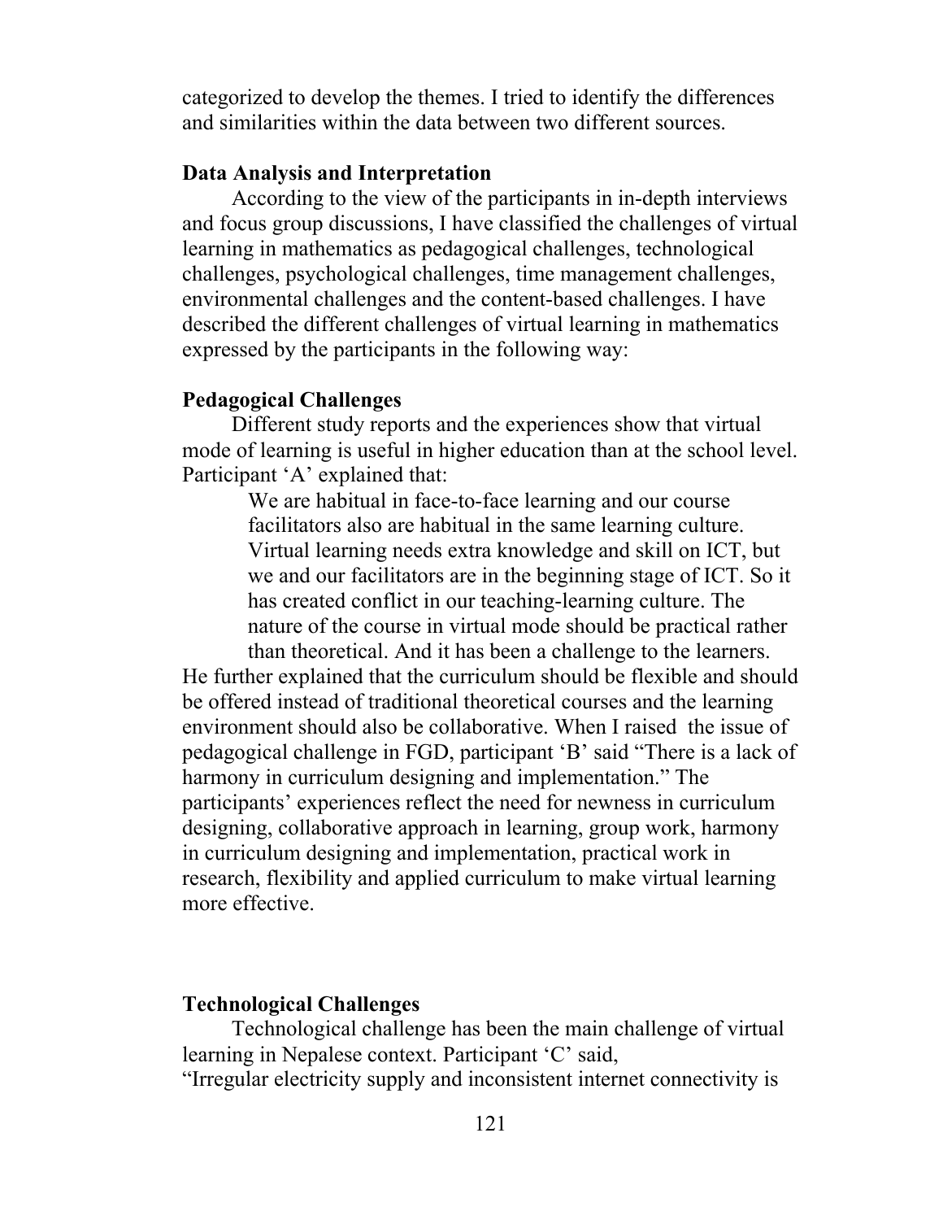categorized to develop the themes. I tried to identify the differences and similarities within the data between two different sources.

### Data Analysis and Interpretation

According to the view of the participants in in-depth interviews and focus group discussions, I have classified the challenges of virtual learning in mathematics as pedagogical challenges, technological challenges, psychological challenges, time management challenges, environmental challenges and the content-based challenges. I have described the different challenges of virtual learning in mathematics expressed by the participants in the following way:

### Pedagogical Challenges

Different study reports and the experiences show that virtual mode of learning is useful in higher education than at the school level. Participant 'A' explained that:

> We are habitual in face-to-face learning and our course facilitators also are habitual in the same learning culture. Virtual learning needs extra knowledge and skill on ICT, but we and our facilitators are in the beginning stage of ICT. So it has created conflict in our teaching-learning culture. The nature of the course in virtual mode should be practical rather than theoretical. And it has been a challenge to the learners.

He further explained that the curriculum should be flexible and should be offered instead of traditional theoretical courses and the learning environment should also be collaborative. When I raised the issue of pedagogical challenge in FGD, participant 'B' said "There is a lack of harmony in curriculum designing and implementation." The participants' experiences reflect the need for newness in curriculum designing, collaborative approach in learning, group work, harmony in curriculum designing and implementation, practical work in research, flexibility and applied curriculum to make virtual learning more effective.

### Technological Challenges

Technological challenge has been the main challenge of virtual learning in Nepalese context. Participant 'C' said,
"Irregular electricity supply and inconsistent internet connectivity is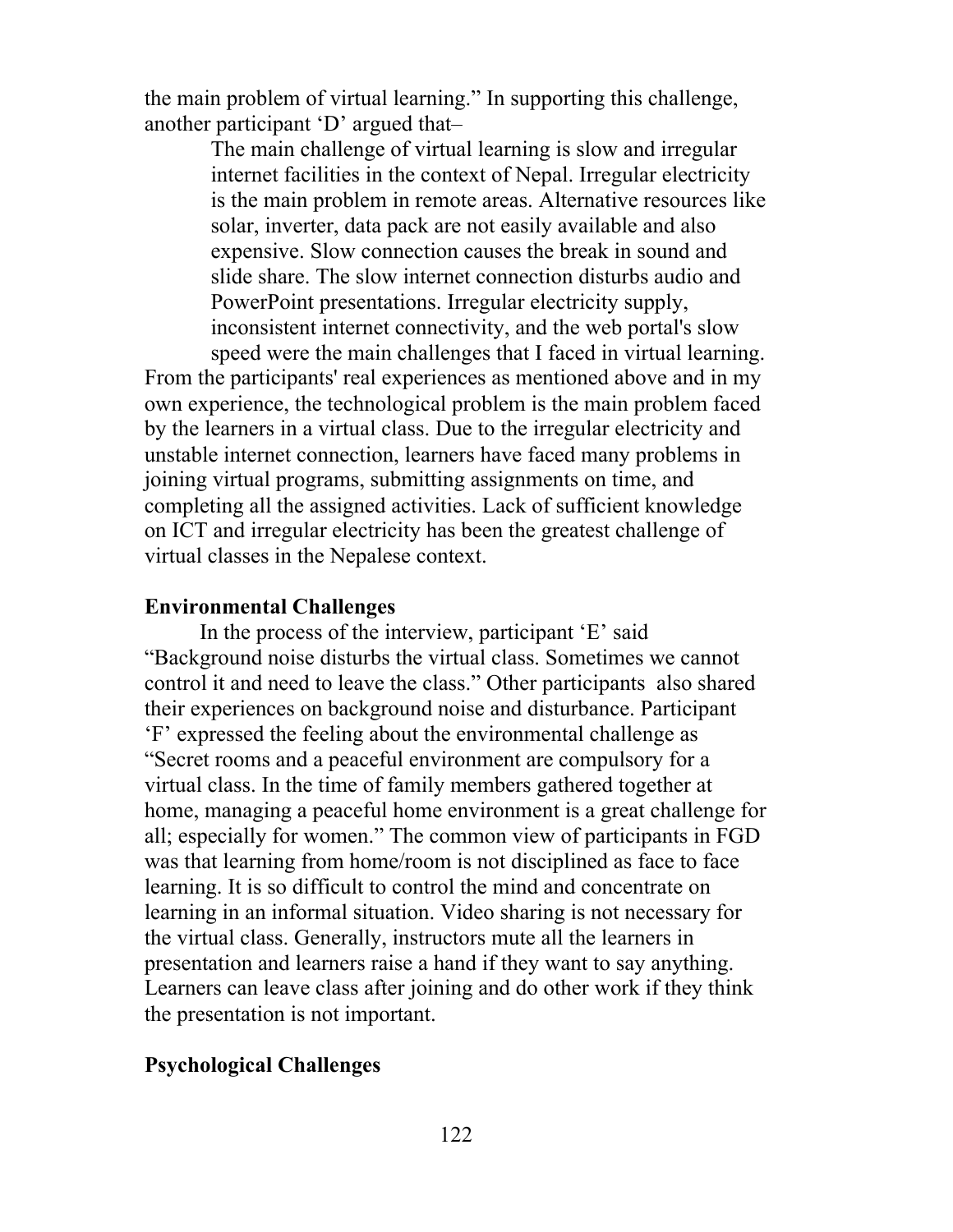the main problem of virtual learning." In supporting this challenge, another participant 'D' argued that–

> The main challenge of virtual learning is slow and irregular internet facilities in the context of Nepal. Irregular electricity is the main problem in remote areas. Alternative resources like solar, inverter, data pack are not easily available and also expensive. Slow connection causes the break in sound and slide share. The slow internet connection disturbs audio and PowerPoint presentations. Irregular electricity supply, inconsistent internet connectivity, and the web portal's slow speed were the main challenges that I faced in virtual learning.

From the participants' real experiences as mentioned above and in my own experience, the technological problem is the main problem faced by the learners in a virtual class. Due to the irregular electricity and unstable internet connection, learners have faced many problems in joining virtual programs, submitting assignments on time, and completing all the assigned activities. Lack of sufficient knowledge on ICT and irregular electricity has been the greatest challenge of virtual classes in the Nepalese context.

**Environmental Challenges**

In the process of the interview, participant 'E' said "Background noise disturbs the virtual class. Sometimes we cannot control it and need to leave the class." Other participants also shared their experiences on background noise and disturbance. Participant 'F' expressed the feeling about the environmental challenge as "Secret rooms and a peaceful environment are compulsory for a virtual class. In the time of family members gathered together at home, managing a peaceful home environment is a great challenge for all; especially for women." The common view of participants in FGD was that learning from home/room is not disciplined as face to face learning. It is so difficult to control the mind and concentrate on learning in an informal situation. Video sharing is not necessary for the virtual class. Generally, instructors mute all the learners in presentation and learners raise a hand if they want to say anything. Learners can leave class after joining and do other work if they think the presentation is not important.

**Psychological Challenges**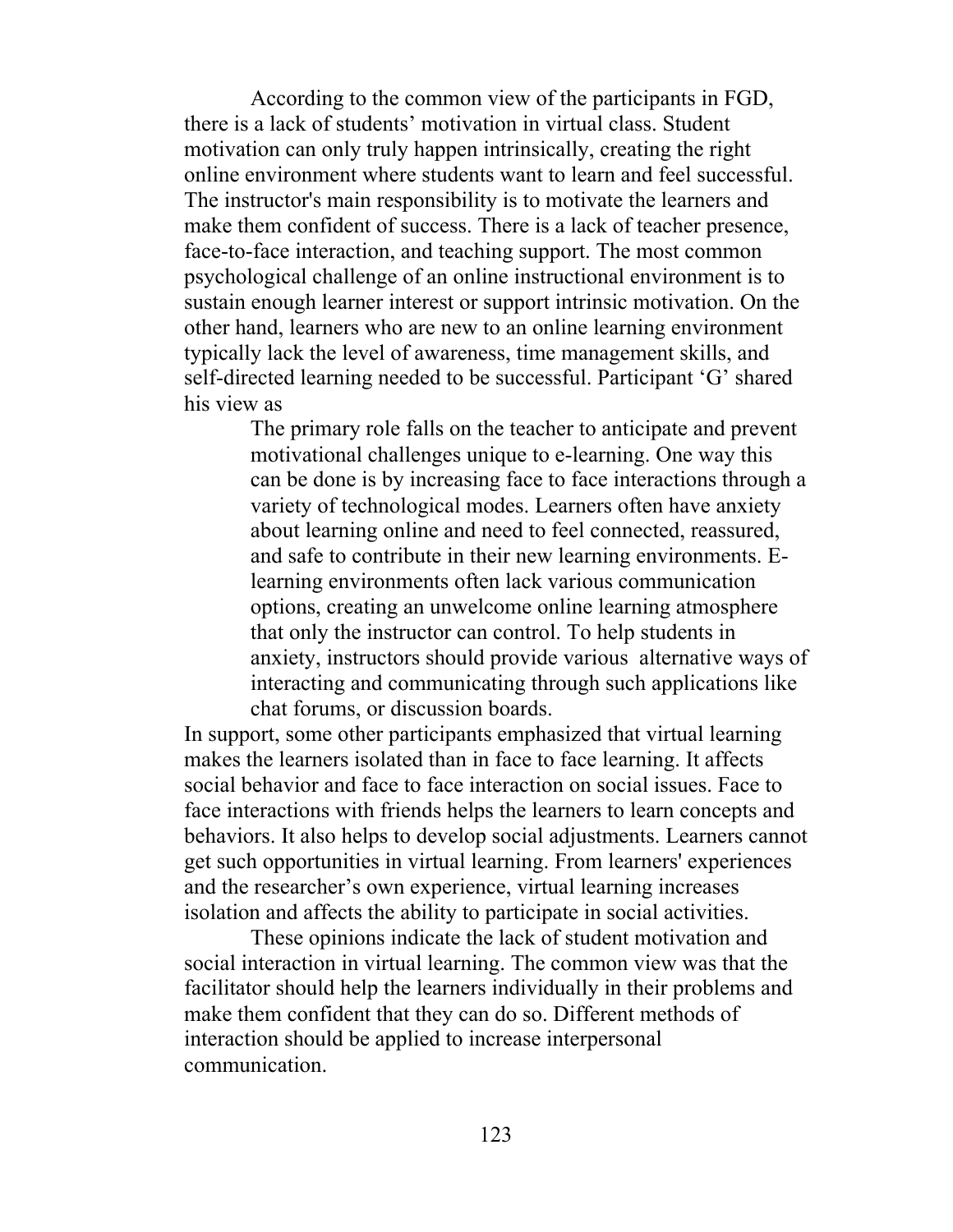According to the common view of the participants in FGD, there is a lack of students' motivation in virtual class. Student motivation can only truly happen intrinsically, creating the right online environment where students want to learn and feel successful. The instructor's main responsibility is to motivate the learners and make them confident of success. There is a lack of teacher presence, face-to-face interaction, and teaching support. The most common psychological challenge of an online instructional environment is to sustain enough learner interest or support intrinsic motivation. On the other hand, learners who are new to an online learning environment typically lack the level of awareness, time management skills, and self-directed learning needed to be successful. Participant 'G' shared his view as

> The primary role falls on the teacher to anticipate and prevent motivational challenges unique to e-learning. One way this can be done is by increasing face to face interactions through a variety of technological modes. Learners often have anxiety about learning online and need to feel connected, reassured, and safe to contribute in their new learning environments. E-learning environments often lack various communication options, creating an unwelcome online learning atmosphere that only the instructor can control. To help students in anxiety, instructors should provide various alternative ways of interacting and communicating through such applications like chat forums, or discussion boards.

In support, some other participants emphasized that virtual learning makes the learners isolated than in face to face learning. It affects social behavior and face to face interaction on social issues. Face to face interactions with friends helps the learners to learn concepts and behaviors. It also helps to develop social adjustments. Learners cannot get such opportunities in virtual learning. From learners' experiences and the researcher's own experience, virtual learning increases isolation and affects the ability to participate in social activities.

These opinions indicate the lack of student motivation and social interaction in virtual learning. The common view was that the facilitator should help the learners individually in their problems and make them confident that they can do so. Different methods of interaction should be applied to increase interpersonal communication.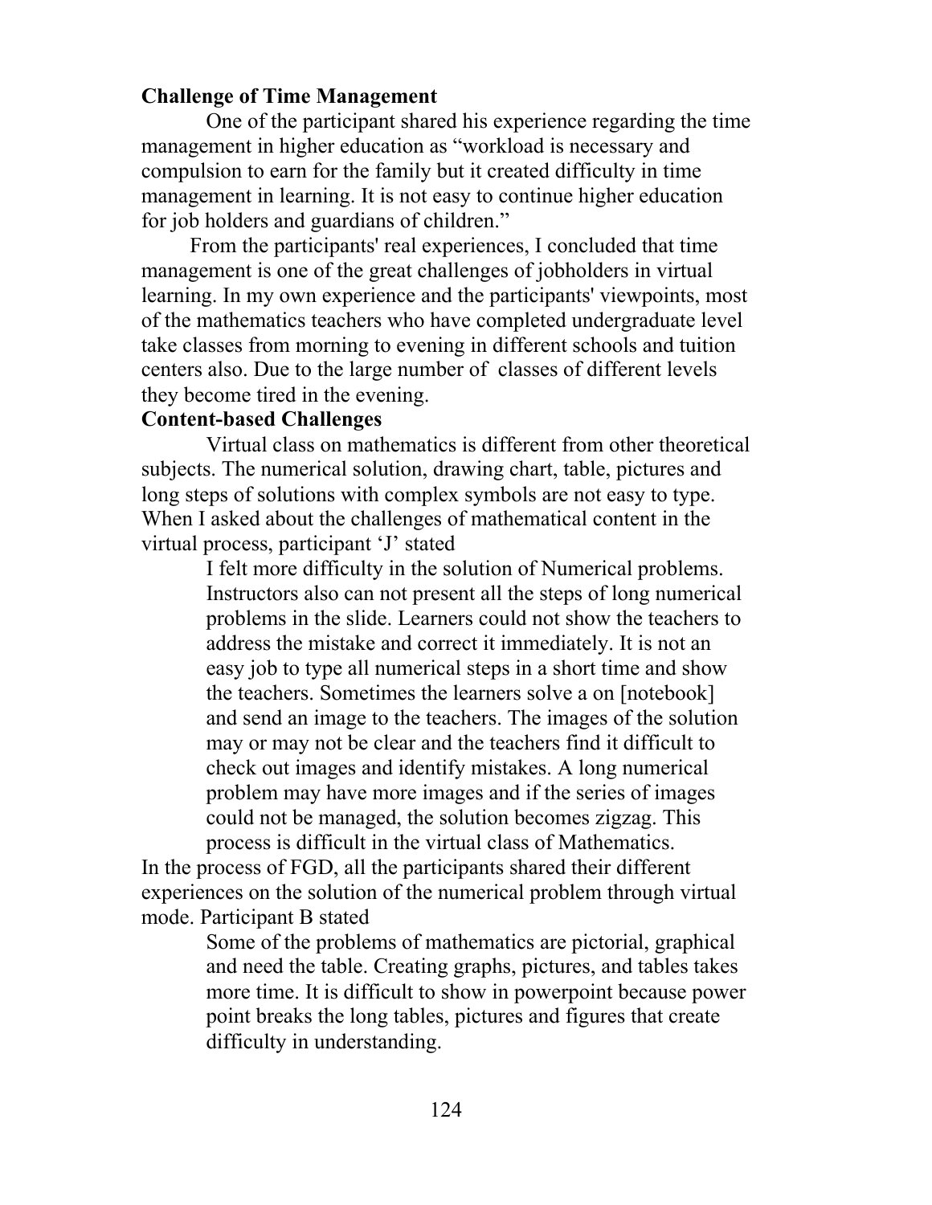**Challenge of Time Management**

One of the participant shared his experience regarding the time management in higher education as "workload is necessary and compulsion to earn for the family but it created difficulty in time management in learning. It is not easy to continue higher education for job holders and guardians of children."

From the participants' real experiences, I concluded that time management is one of the great challenges of jobholders in virtual learning. In my own experience and the participants' viewpoints, most of the mathematics teachers who have completed undergraduate level take classes from morning to evening in different schools and tuition centers also. Due to the large number of classes of different levels they become tired in the evening.

**Content-based Challenges**

Virtual class on mathematics is different from other theoretical subjects. The numerical solution, drawing chart, table, pictures and long steps of solutions with complex symbols are not easy to type. When I asked about the challenges of mathematical content in the virtual process, participant 'J' stated

> I felt more difficulty in the solution of Numerical problems. Instructors also can not present all the steps of long numerical problems in the slide. Learners could not show the teachers to address the mistake and correct it immediately. It is not an easy job to type all numerical steps in a short time and show the teachers. Sometimes the learners solve a on [notebook] and send an image to the teachers. The images of the solution may or may not be clear and the teachers find it difficult to check out images and identify mistakes. A long numerical problem may have more images and if the series of images could not be managed, the solution becomes zigzag. This process is difficult in the virtual class of Mathematics.

In the process of FGD, all the participants shared their different experiences on the solution of the numerical problem through virtual mode. Participant B stated

> Some of the problems of mathematics are pictorial, graphical and need the table. Creating graphs, pictures, and tables takes more time. It is difficult to show in powerpoint because power point breaks the long tables, pictures and figures that create difficulty in understanding.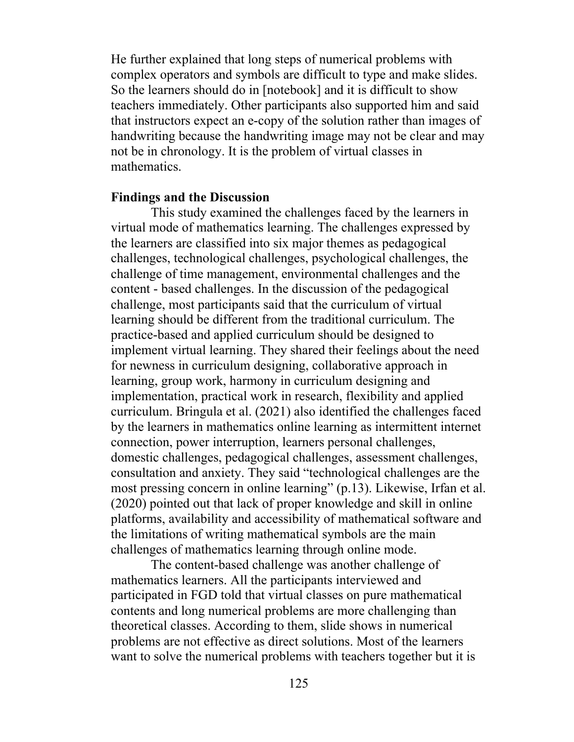He further explained that long steps of numerical problems with complex operators and symbols are difficult to type and make slides. So the learners should do in [notebook] and it is difficult to show teachers immediately. Other participants also supported him and said that instructors expect an e-copy of the solution rather than images of handwriting because the handwriting image may not be clear and may not be in chronology. It is the problem of virtual classes in mathematics.

**Findings and the Discussion**

This study examined the challenges faced by the learners in virtual mode of mathematics learning. The challenges expressed by the learners are classified into six major themes as pedagogical challenges, technological challenges, psychological challenges, the challenge of time management, environmental challenges and the content - based challenges. In the discussion of the pedagogical challenge, most participants said that the curriculum of virtual learning should be different from the traditional curriculum. The practice-based and applied curriculum should be designed to implement virtual learning. They shared their feelings about the need for newness in curriculum designing, collaborative approach in learning, group work, harmony in curriculum designing and implementation, practical work in research, flexibility and applied curriculum. Bringula et al. (2021) also identified the challenges faced by the learners in mathematics online learning as intermittent internet connection, power interruption, learners personal challenges, domestic challenges, pedagogical challenges, assessment challenges, consultation and anxiety. They said "technological challenges are the most pressing concern in online learning" (p.13). Likewise, Irfan et al. (2020) pointed out that lack of proper knowledge and skill in online platforms, availability and accessibility of mathematical software and the limitations of writing mathematical symbols are the main challenges of mathematics learning through online mode.

The content-based challenge was another challenge of mathematics learners. All the participants interviewed and participated in FGD told that virtual classes on pure mathematical contents and long numerical problems are more challenging than theoretical classes. According to them, slide shows in numerical problems are not effective as direct solutions. Most of the learners want to solve the numerical problems with teachers together but it is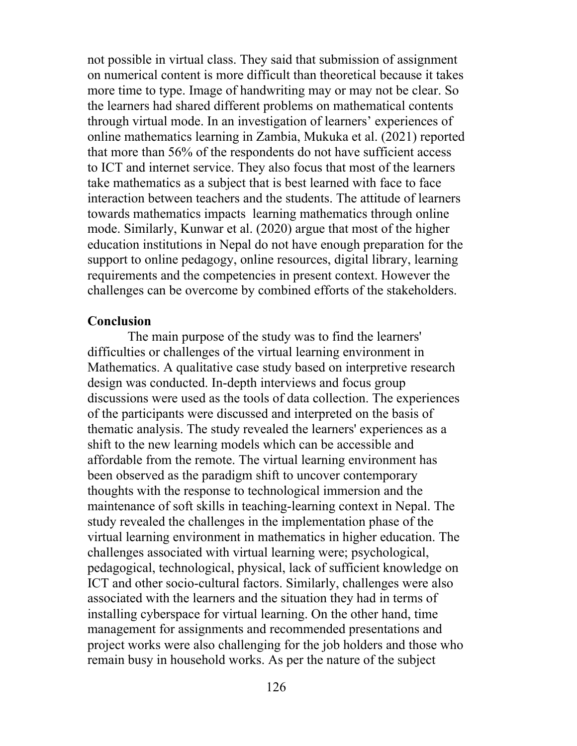not possible in virtual class. They said that submission of assignment on numerical content is more difficult than theoretical because it takes more time to type. Image of handwriting may or may not be clear. So the learners had shared different problems on mathematical contents through virtual mode. In an investigation of learners' experiences of online mathematics learning in Zambia, Mukuka et al. (2021) reported that more than 56% of the respondents do not have sufficient access to ICT and internet service. They also focus that most of the learners take mathematics as a subject that is best learned with face to face interaction between teachers and the students. The attitude of learners towards mathematics impacts learning mathematics through online mode. Similarly, Kunwar et al. (2020) argue that most of the higher education institutions in Nepal do not have enough preparation for the support to online pedagogy, online resources, digital library, learning requirements and the competencies in present context. However the challenges can be overcome by combined efforts of the stakeholders.

## Conclusion

The main purpose of the study was to find the learners' difficulties or challenges of the virtual learning environment in Mathematics. A qualitative case study based on interpretive research design was conducted. In-depth interviews and focus group discussions were used as the tools of data collection. The experiences of the participants were discussed and interpreted on the basis of thematic analysis. The study revealed the learners' experiences as a shift to the new learning models which can be accessible and affordable from the remote. The virtual learning environment has been observed as the paradigm shift to uncover contemporary thoughts with the response to technological immersion and the maintenance of soft skills in teaching-learning context in Nepal. The study revealed the challenges in the implementation phase of the virtual learning environment in mathematics in higher education. The challenges associated with virtual learning were; psychological, pedagogical, technological, physical, lack of sufficient knowledge on ICT and other socio-cultural factors. Similarly, challenges were also associated with the learners and the situation they had in terms of installing cyberspace for virtual learning. On the other hand, time management for assignments and recommended presentations and project works were also challenging for the job holders and those who remain busy in household works. As per the nature of the subject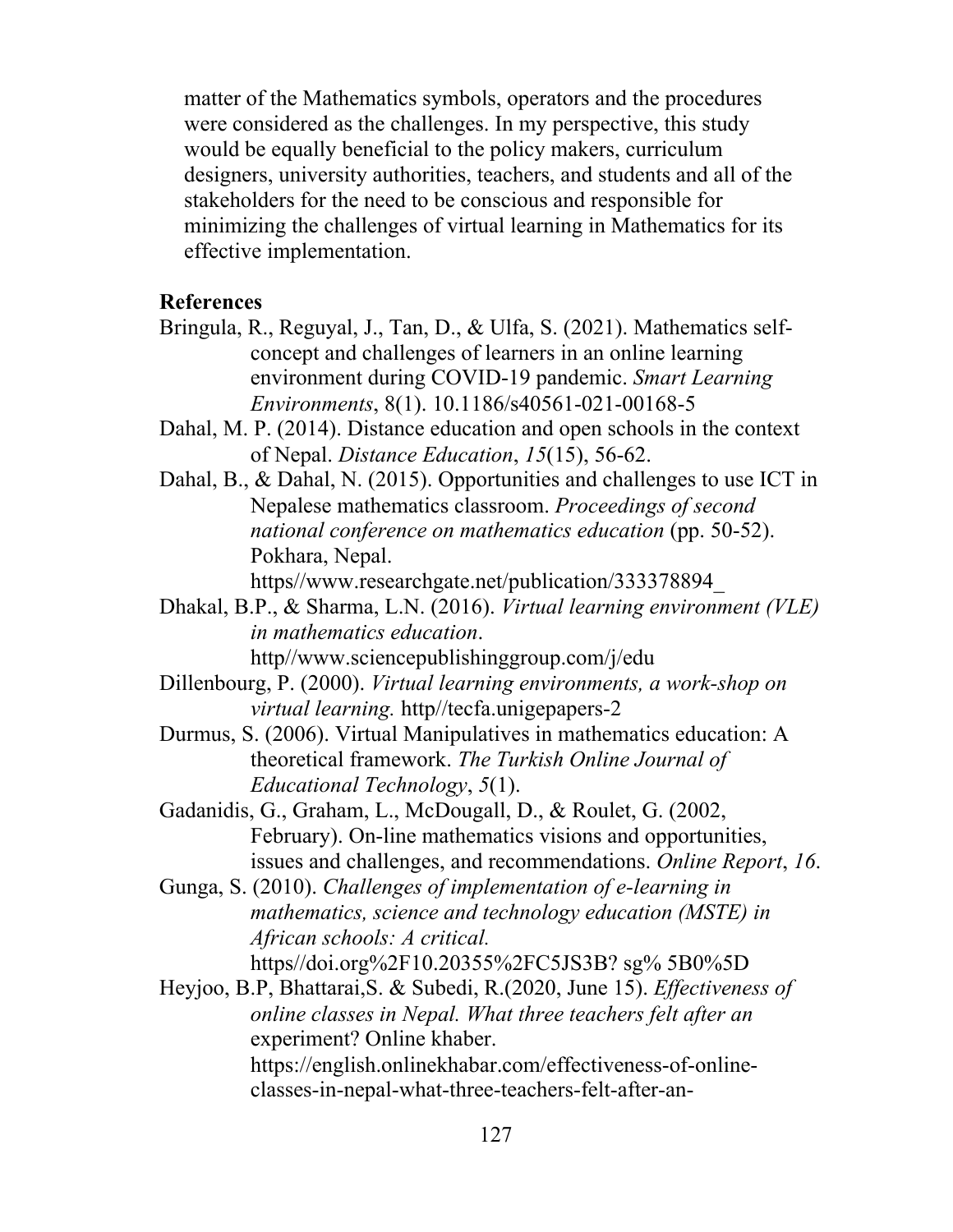matter of the Mathematics symbols, operators and the procedures were considered as the challenges. In my perspective, this study would be equally beneficial to the policy makers, curriculum designers, university authorities, teachers, and students and all of the stakeholders for the need to be conscious and responsible for minimizing the challenges of virtual learning in Mathematics for its effective implementation.

## References

Bringula, R., Reguyal, J., Tan, D., & Ulfa, S. (2021). Mathematics self-concept and challenges of learners in an online learning environment during COVID-19 pandemic. *Smart Learning Environments*, 8(1). 10.1186/s40561-021-00168-5

Dahal, M. P. (2014). Distance education and open schools in the context of Nepal. *Distance Education*, *15*(15), 56-62.

Dahal, B., & Dahal, N. (2015). Opportunities and challenges to use ICT in Nepalese mathematics classroom. *Proceedings of second national conference on mathematics education* (pp. 50-52). Pokhara, Nepal. https//www.researchgate.net/publication/333378894_

Dhakal, B.P., & Sharma, L.N. (2016). *Virtual learning environment (VLE) in mathematics education*. http//www.sciencepublishinggroup.com/j/edu

Dillenbourg, P. (2000). *Virtual learning environments, a work-shop on virtual learning.* http//tecfa.unigepapers-2

Durmus, S. (2006). Virtual Manipulatives in mathematics education: A theoretical framework. *The Turkish Online Journal of Educational Technology*, *5*(1).

Gadanidis, G., Graham, L., McDougall, D., & Roulet, G. (2002, February). On-line mathematics visions and opportunities, issues and challenges, and recommendations. *Online Report*, *16*.

Gunga, S. (2010). *Challenges of implementation of e-learning in mathematics, science and technology education (MSTE) in African schools: A critical.* https//doi.org%2F10.20355%2FC5JS3B? sg% 5B0%5D

Heyjoo, B.P, Bhattarai,S. & Subedi, R.(2020, June 15). *Effectiveness of online classes in Nepal. What three teachers felt after an* experiment? Online khaber. https://english.onlinekhabar.com/effectiveness-of-online-classes-in-nepal-what-three-teachers-felt-after-an-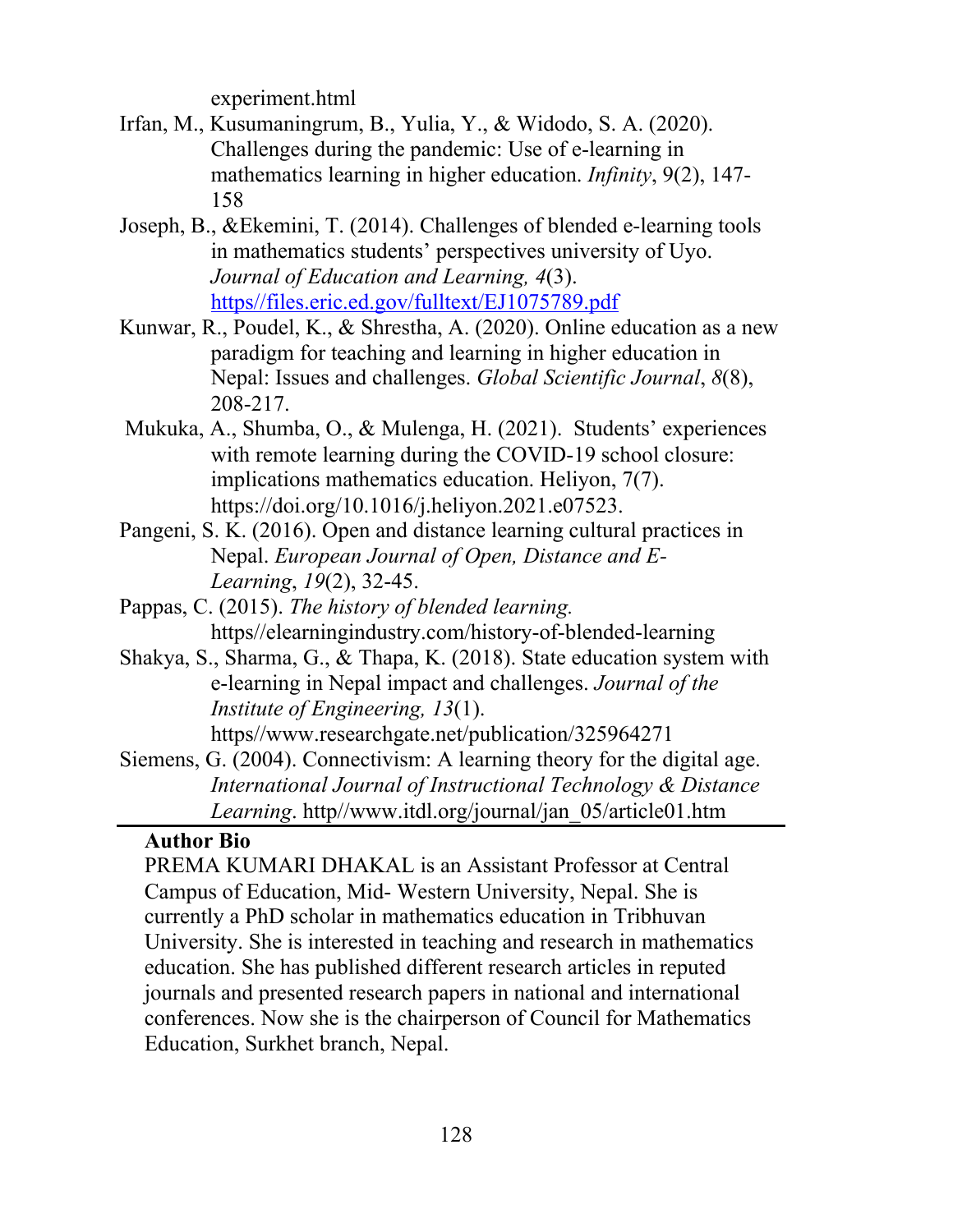experiment.html

Irfan, M., Kusumaningrum, B., Yulia, Y., & Widodo, S. A. (2020). Challenges during the pandemic: Use of e-learning in mathematics learning in higher education. *Infinity*, 9(2), 147-158

Joseph, B., &Ekemini, T. (2014). Challenges of blended e-learning tools in mathematics students' perspectives university of Uyo. *Journal of Education and Learning, 4*(3). https//files.eric.ed.gov/fulltext/EJ1075789.pdf

Kunwar, R., Poudel, K., & Shrestha, A. (2020). Online education as a new paradigm for teaching and learning in higher education in Nepal: Issues and challenges. *Global Scientific Journal*, *8*(8), 208-217.

Mukuka, A., Shumba, O., & Mulenga, H. (2021). Students' experiences with remote learning during the COVID-19 school closure: implications mathematics education. Heliyon, 7(7). https://doi.org/10.1016/j.heliyon.2021.e07523.

Pangeni, S. K. (2016). Open and distance learning cultural practices in Nepal. *European Journal of Open, Distance and E-Learning*, *19*(2), 32-45.

Pappas, C. (2015). *The history of blended learning.* https//elearningindustry.com/history-of-blended-learning

Shakya, S., Sharma, G., & Thapa, K. (2018). State education system with e-learning in Nepal impact and challenges. *Journal of the Institute of Engineering, 13*(1). https//www.researchgate.net/publication/325964271

Siemens, G. (2004). Connectivism: A learning theory for the digital age. *International Journal of Instructional Technology & Distance Learning*. http//www.itdl.org/journal/jan_05/article01.htm

---

**Author Bio**

PREMA KUMARI DHAKAL is an Assistant Professor at Central Campus of Education, Mid- Western University, Nepal. She is currently a PhD scholar in mathematics education in Tribhuvan University. She is interested in teaching and research in mathematics education. She has published different research articles in reputed journals and presented research papers in national and international conferences. Now she is the chairperson of Council for Mathematics Education, Surkhet branch, Nepal.